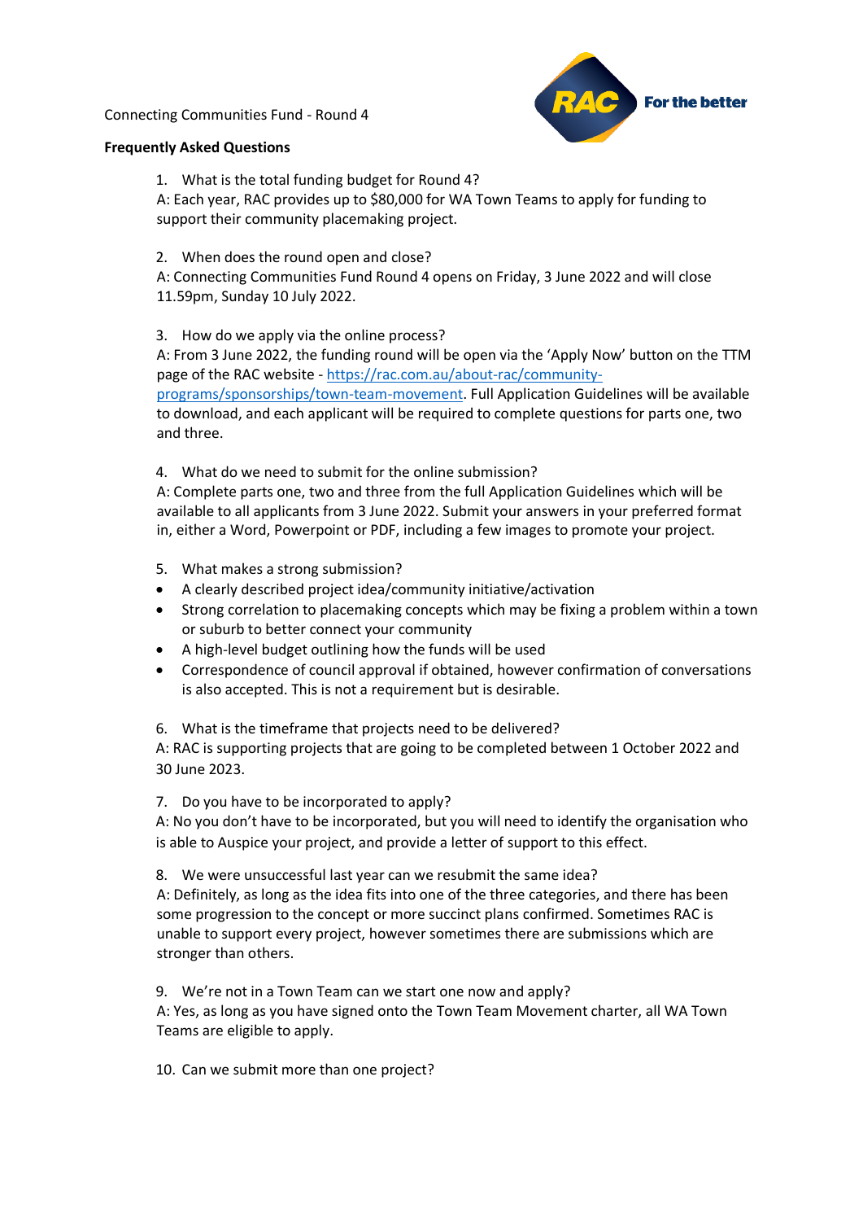Connecting Communities Fund - Round 4

**Frequently Asked Questions**

1. What is the total funding budget for Round 4?

A: Each year, RAC provides up to $80,000 for WA Town Teams to apply for funding to support their community placemaking project.

2. When does the round open and close?

A: Connecting Communities Fund Round 4 opens on Friday, 3 June 2022 and will close 11.59pm, Sunday 10 July 2022.

3. How do we apply via the online process?

A: From 3 June 2022, the funding round will be open via the 'Apply Now' button on the TTM page of the RAC website - [https://rac.com.au/about-rac/community-programs/sponsorships/town-team-movement](https://rac.com.au/about-rac/community-programs/sponsorships/town-team-movement). Full Application Guidelines will be available to download, and each applicant will be required to complete questions for parts one, two and three.

4. What do we need to submit for the online submission?

A: Complete parts one, two and three from the full Application Guidelines which will be available to all applicants from 3 June 2022. Submit your answers in your preferred format in, either a Word, Powerpoint or PDF, including a few images to promote your project.

5. What makes a strong submission?

- A clearly described project idea/community initiative/activation
- Strong correlation to placemaking concepts which may be fixing a problem within a town or suburb to better connect your community
- A high-level budget outlining how the funds will be used
- Correspondence of council approval if obtained, however confirmation of conversations is also accepted. This is not a requirement but is desirable.

6. What is the timeframe that projects need to be delivered?

A: RAC is supporting projects that are going to be completed between 1 October 2022 and 30 June 2023.

7. Do you have to be incorporated to apply?

A: No you don't have to be incorporated, but you will need to identify the organisation who is able to Auspice your project, and provide a letter of support to this effect.

8. We were unsuccessful last year can we resubmit the same idea?

A: Definitely, as long as the idea fits into one of the three categories, and there has been some progression to the concept or more succinct plans confirmed. Sometimes RAC is unable to support every project, however sometimes there are submissions which are stronger than others.

9. We're not in a Town Team can we start one now and apply?

A: Yes, as long as you have signed onto the Town Team Movement charter, all WA Town Teams are eligible to apply.

10. Can we submit more than one project?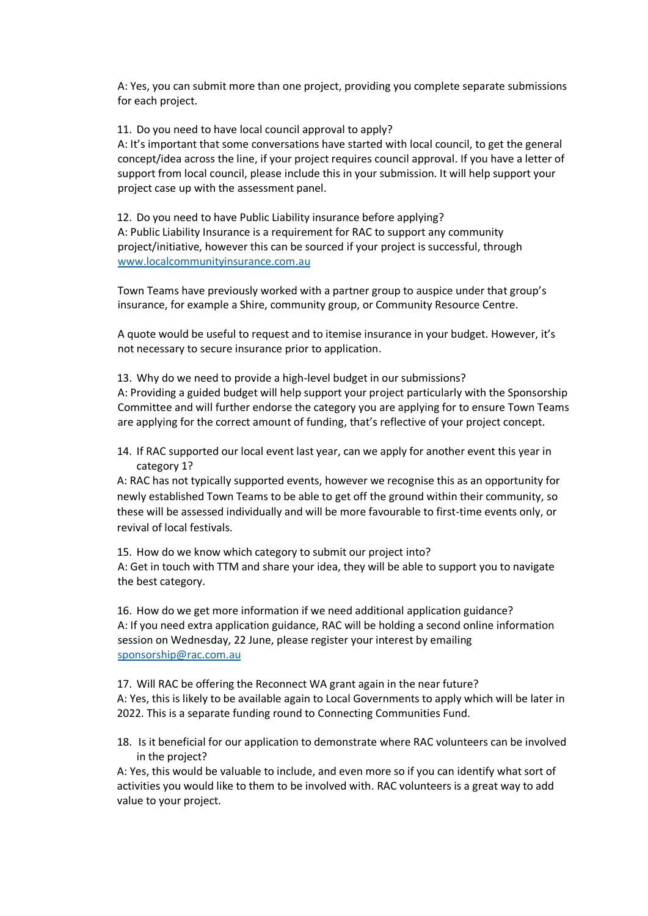A: Yes, you can submit more than one project, providing you complete separate submissions for each project.

11. Do you need to have local council approval to apply?

A: It's important that some conversations have started with local council, to get the general concept/idea across the line, if your project requires council approval. If you have a letter of support from local council, please include this in your submission. It will help support your project case up with the assessment panel.

12. Do you need to have Public Liability insurance before applying?

A: Public Liability Insurance is a requirement for RAC to support any community project/initiative, however this can be sourced if your project is successful, through [www.localcommunityinsurance.com.au](http://www.localcommunityinsurance.com.au)

Town Teams have previously worked with a partner group to auspice under that group's insurance, for example a Shire, community group, or Community Resource Centre.

A quote would be useful to request and to itemise insurance in your budget. However, it's not necessary to secure insurance prior to application.

13. Why do we need to provide a high-level budget in our submissions?

A: Providing a guided budget will help support your project particularly with the Sponsorship Committee and will further endorse the category you are applying for to ensure Town Teams are applying for the correct amount of funding, that's reflective of your project concept.

14. If RAC supported our local event last year, can we apply for another event this year in category 1?

A: RAC has not typically supported events, however we recognise this as an opportunity for newly established Town Teams to be able to get off the ground within their community, so these will be assessed individually and will be more favourable to first-time events only, or revival of local festivals.

15. How do we know which category to submit our project into?

A: Get in touch with TTM and share your idea, they will be able to support you to navigate the best category.

16. How do we get more information if we need additional application guidance?

A: If you need extra application guidance, RAC will be holding a second online information session on Wednesday, 22 June, please register your interest by emailing [sponsorship@rac.com.au](mailto:sponsorship@rac.com.au)

17. Will RAC be offering the Reconnect WA grant again in the near future?

A: Yes, this is likely to be available again to Local Governments to apply which will be later in 2022. This is a separate funding round to Connecting Communities Fund.

18. Is it beneficial for our application to demonstrate where RAC volunteers can be involved in the project?

A: Yes, this would be valuable to include, and even more so if you can identify what sort of activities you would like to them to be involved with. RAC volunteers is a great way to add value to your project.